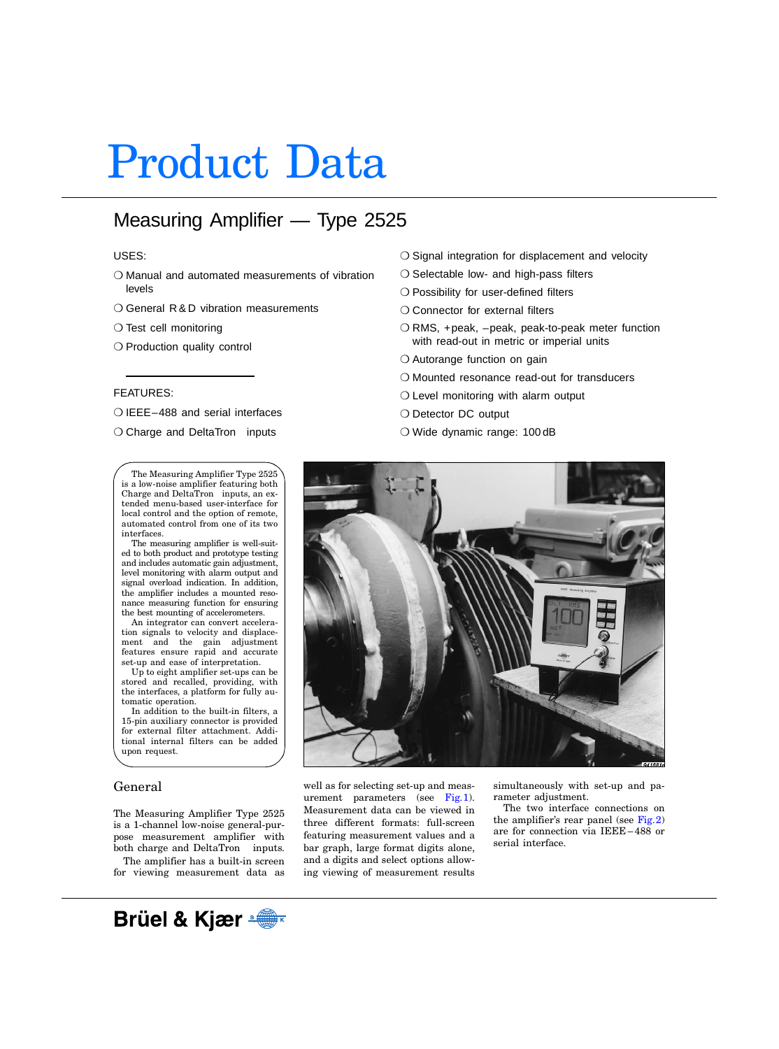# Product Data

## Measuring Amplifier — Type 2525

USES:

- ❍ Manual and automated measurements of vibration levels
- ❍ General R & D vibration measurements
- ❍ Test cell monitoring
- ❍ Production quality control

FEATURES:

- ❍ IEEE–488 and serial interfaces
- ❍ Charge and DeltaTron inputs
- ❍ Signal integration for displacement and velocity
- ❍ Selectable low- and high-pass filters
- ❍ Possibility for user-defined filters
- ❍ Connector for external filters
- ❍ RMS, +peak, –peak, peak-to-peak meter function with read-out in metric or imperial units
- ❍ Autorange function on gain
- ❍ Mounted resonance read-out for transducers
- ❍ Level monitoring with alarm output
- ❍ Detector DC output
- ❍ Wide dynamic range: 100 dB

The Measuring Amplifier Type 2525 is a low-noise amplifier featuring both Charge and DeltaTron inputs, an extended menu-based user-interface for local control and the option of remote, automated control from one of its two interfaces.

The measuring amplifier is well-suited to both product and prototype testing and includes automatic gain adjustment, level monitoring with alarm output and signal overload indication. In addition, the amplifier includes a mounted resonance measuring function for ensuring the best mounting of accelerometers.

An integrator can convert acceleration signals to velocity and displacement and the gain adjustment features ensure rapid and accurate set-up and ease of interpretation.

Up to eight amplifier set-ups can be stored and recalled, providing, with the interfaces, a platform for fully automatic operation.

In addition to the built-in filters, a 15-pin auxiliary connector is provided for external filter attachment. Additional internal filters can be added upon request.

### General

The Measuring Amplifier Type 2525 is a 1-channel low-noise general-purpose measurement amplifier with both charge and DeltaTron inputs.

The amplifier has a built-in screen for viewing measurement data as well as for selecting set-up and measurement parameters (see Fig. 1). Measurement data can be viewed in three different formats: full-screen featuring measurement values and a bar graph, large format digits alone, and a digits and select options allowing viewing of measurement results simultaneously with set-up and parameter adjustment.

The two interface connections on the amplifier's rear panel (see Fig. 2) are for connection via IEEE – 488 or serial interface.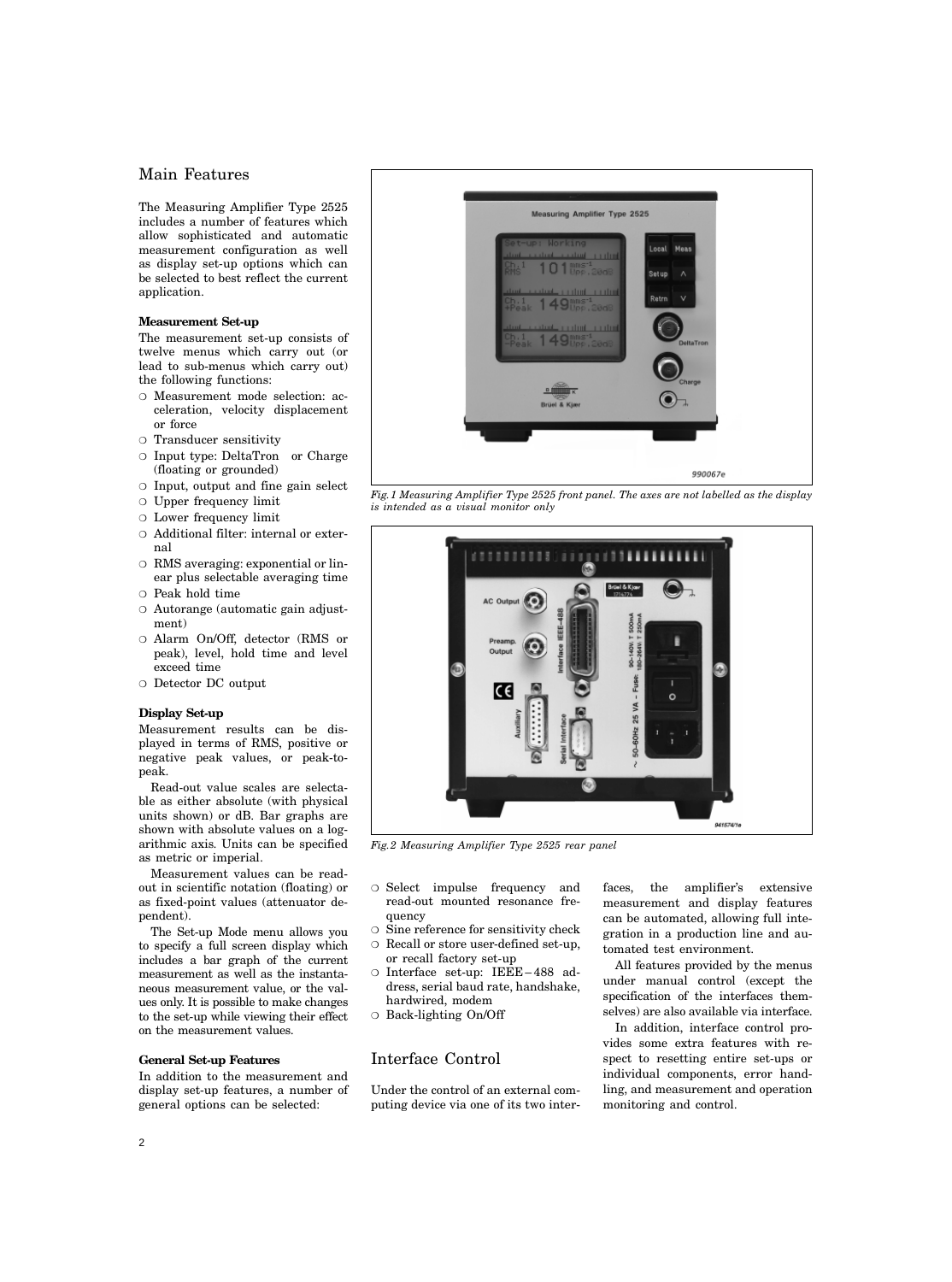## Main Features

The Measuring Amplifier Type 2525 includes a number of features which allow sophisticated and automatic measurement configuration as well as display set-up options which can be selected to best reflect the current application.

### Measurement Set-up

The measurement set-up consists of twelve menus which carry out (or lead to sub-menus which carry out) the following functions:

- Measurement mode selection: acceleration, velocity displacement or force
- Transducer sensitivity
- Input type: DeltaTron or Charge (floating or grounded)
- Input, output and fine gain select
- Upper frequency limit
- Lower frequency limit
- Additional filter: internal or external
- RMS averaging: exponential or linear plus selectable averaging time
- Peak hold time
- Autorange (automatic gain adjustment)
- Alarm On/Off, detector (RMS or peak), level, hold time and level exceed time
- Detector DC output

### Display Set-up

Measurement results can be displayed in terms of RMS, positive or negative peak values, or peak-to-peak.

Read-out value scales are selectable as either absolute (with physical units shown) or dB. Bar graphs are shown with absolute values on a logarithmic axis. Units can be specified as metric or imperial.

Measurement values can be read-out in scientific notation (floating) or as fixed-point values (attenuator dependent).

The Set-up Mode menu allows you to specify a full screen display which includes a bar graph of the current measurement as well as the instantaneous measurement value, or the values only. It is possible to make changes to the set-up while viewing their effect on the measurement values.

### General Set-up Features

In addition to the measurement and display set-up features, a number of general options can be selected:

*Fig.1 Measuring Amplifier Type 2525 front panel. The axes are not labelled as the display is intended as a visual monitor only*

*Fig.2 Measuring Amplifier Type 2525 rear panel*

- Select impulse frequency and read-out mounted resonance frequency
- Sine reference for sensitivity check
- Recall or store user-defined set-up, or recall factory set-up
- Interface set-up: IEEE – 488 address, serial baud rate, handshake, hardwired, modem
- Back-lighting On/Off

## Interface Control

Under the control of an external computing device via one of its two interfaces, the amplifier's extensive measurement and display features can be automated, allowing full integration in a production line and automated test environment.

All features provided by the menus under manual control (except the specification of the interfaces themselves) are also available via interface.

In addition, interface control provides some extra features with respect to resetting entire set-ups or individual components, error handling, and measurement and operation monitoring and control.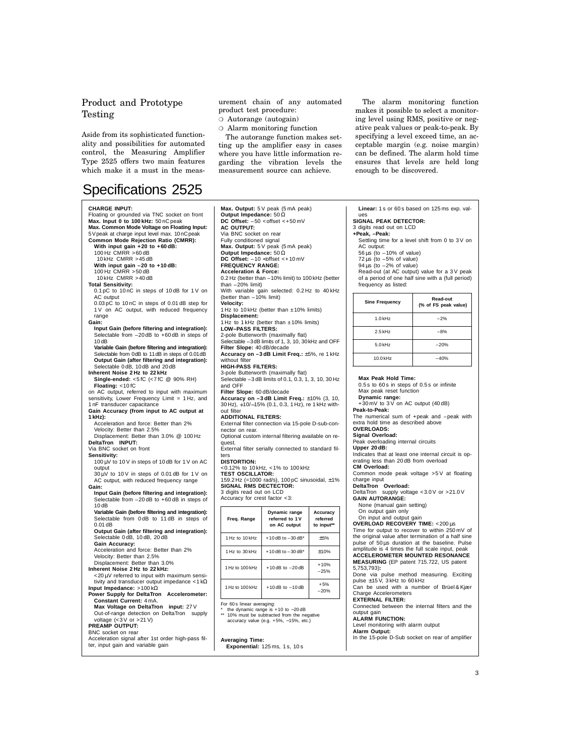## Product and Prototype Testing

Aside from its sophisticated functionality and possibilities for automated control, the Measuring Amplifier Type 2525 offers two main features which make it a must in the measurement chain of any automated product test procedure:

- Autorange (autogain)
- Alarm monitoring function

The autorange function makes setting up the amplifier easy in cases where you have little information regarding the vibration levels the measurement source can achieve.

The alarm monitoring function makes it possible to select a monitoring level using RMS, positive or negative peak values or peak-to-peak. By specifying a level exceed time, an acceptable margin (e.g. noise margin) can be defined. The alarm hold time ensures that levels are held long enough to be discovered.

# Specifications 2525

**CHARGE INPUT:**
Floating or grounded via TNC socket on front
**Max. Input 0 to 100 kHz:** 50 nC peak
**Max. Common Mode Voltage on Floating Input:** 5 V peak at charge input level max. 10 nC peak
**Common Mode Rejection Ratio (CMRR):**
**With input gain +20 to +60 dB:**
100 Hz CMRR >60 dB
10 kHz CMRR >45 dB
**With input gain –20 to +10 dB:**
100 Hz CMRR >50 dB
10 kHz CMRR >40 dB
**Total Sensitivity:**
0.1 pC to 10 nC in steps of 10 dB for 1 V on AC output
0.03 pC to 10 nC in steps of 0.01 dB step for 1 V on AC output, with reduced frequency range
**Gain:**
**Input Gain (before filtering and integration):** Selectable from –20 dB to +60 dB in steps of 10 dB
**Variable Gain (before filtering and integration):** Selectable from 0dB to 11 dB in steps of 0.01dB
**Output Gain (after filtering and integration):** Selectable 0 dB, 10 dB and 20 dB
**Inherent Noise 2 Hz to 22 kHz**
**Single-ended:** <5 fC (<7 fC @ 90% RH)
**Floating:** <10 fC
on AC output, referred to input with maximum sensitivity, Lower Frequency Limit = 1 Hz, and 1 nF transducer capacitance
**Gain Accuracy (from input to AC output at 1 kHz):**
Acceleration and force: Better than 2%
Velocity: Better than 2.5%
Displacement: Better than 3.0% @ 100 Hz
**DeltaTron INPUT:**
Via BNC socket on front
**Sensitivity:**
100 µV to 10 V in steps of 10 dB for 1 V on AC output
30 µV to 10 V in steps of 0.01 dB for 1 V on AC output, with reduced frequency range
**Gain:**
**Input Gain (before filtering and integration):** Selectable from –20 dB to +60 dB in steps of 10 dB
**Variable Gain (before filtering and integration):** Selectable from 0 dB to 11 dB in steps of 0.01 dB
**Output Gain (after filtering and integration):** Selectable 0 dB, 10 dB, 20 dB
**Gain Accuracy:**
Acceleration and force: Better than 2%
Velocity: Better than 2.5%
Displacement: Better than 3.0%
**Inherent Noise 2 Hz to 22 kHz:**
<20 µV referred to input with maximum sensitivity and transducer output impedance <1 kΩ
**Input Impedance:** >100 kΩ
**Power Supply for DeltaTron Accelerometer:**
**Constant Current:** 4 mA.
**Max Voltage on DeltaTron input:** 27 V
Out-of-range detection on DeltaTron supply voltage (<3 V or >21 V)
**PREAMP OUTPUT:**
BNC socket on rear
Acceleration signal after 1st order high-pass filter, input gain and variable gain
**Max. Output:** 5 V peak (5 mA peak)
**Output Impedance:** 50 Ω
**DC Offset:** –50 < offset < +50 mV
**AC OUTPUT:**
Via BNC socket on rear
Fully conditioned signal
**Max. Output:** 5 V peak (5 mA peak)
**Output Impedance:** 50 Ω
**DC Offset:** –10 <offset < +10 mV
**FREQUENCY RANGE:**
**Acceleration & Force:**
0.2 Hz (better than –10% limit) to 100 kHz (better than –20% limit)
With variable gain selected: 0.2 Hz to 40 kHz (better than –10% limit)
**Velocity:**
1 Hz to 10 kHz (better than ±10% limits)
**Displacement:**
1 Hz to 1 kHz (better than ±10% limits)
**LOW–PASS FILTERS:**
2-pole Butterworth (maximally flat)
Selectable –3 dB limits of 1, 3, 10, 30 kHz and OFF
**Filter Slope:** 40 dB/decade
**Accuracy on –3 dB Limit Freq.:** ±5%, re 1 kHz without filter
**HIGH-PASS FILTERS:**
3-pole Butterworth (maximally flat)
Selectable –3 dB limits of 0.1, 0.3, 1, 3, 10, 30 Hz and OFF
**Filter Slope:** 60 dB/decade
**Accuracy on –3 dB Limit Freq.:** ±10% (3, 10, 30 Hz), +10/–15% (0.1, 0.3, 1 Hz), re 1 kHz without filter
**ADDITIONAL FILTERS:**
External filter connection via 15-pole D-sub-connector on rear.
Optional custom internal filtering available on request.
External filter serially connected to standard filters
**DISTORTION:**
<0.12% to 10 kHz, <1% to 100 kHz
**TEST OSCILLATOR:**
159.2 Hz (=1000 rad/s), 100 pC sinusoidal, ±1%
**SIGNAL RMS DECTECTOR:**
3 digits read out on LCD
Accuracy for crest factor <3:

| Freq. Range | Dynamic range referred to 1 V on AC output | Accuracy referred to input** |
|---|---|---|
| 1 Hz to 10 kHz | +10 dB to –30 dB* | ±5% |
| 1 Hz to 30 kHz | +10 dB to –30 dB* | ±10% |
| 1 Hz to 100 kHz | +10 dB to –20 dB | +10% –25% |
| 1 Hz to 100 kHz | +10 dB to –10 dB | +5% –20% |

For 60 s linear averaging:
\* the dynamic range is +10 to –20 dB
\*\* 10% must be subtracted from the negative accuracy value (e.g. +5%, –15%, etc.)

**Averaging Time:**
**Exponential:** 125 ms, 1 s, 10 s
**Linear:** 1 s or 60 s based on 125 ms exp. values
**SIGNAL PEAK DETECTOR:**
3 digits read out on LCD
**+Peak, –Peak:**
Settling time for a level shift from 0 to 3 V on AC output:
56 µs (to –10% of value)
72 µs (to –5% of value)
94 µs (to –2% of value)
Read-out (at AC output) value for a 3 V peak of a period of one half sine with a (full period) frequency as listed:

| Sine Frequency | Read-out (% of FS peak value) |
|---|---|
| 1.0 kHz | –2% |
| 2.5 kHz | –8% |
| 5.0 kHz | –20% |
| 10.0 kHz | –40% |

**Max Peak Hold Time:**
0.5 s to 60 s in steps of 0.5 s or infinite
Max peak reset function
**Dynamic range:**
+30 mV to 3 V on AC output (40 dB)
**Peak-to-Peak:**
The numerical sum of +peak and –peak with extra hold time as described above
**OVERLOADS:**
**Signal Overload:**
Peak overloading internal circuits
**Upper 20 dB:**
Indicates that at least one internal circuit is operating less than 20 dB from overload
**CM Overload:**
Common mode peak voltage >5 V at floating charge input
**DeltaTron Overload:**
DeltaTron supply voltage <3.0 V or >21.0 V
**GAIN AUTORANGE:**
None (manual gain setting)
On output gain only
On input and output gain
**OVERLOAD RECOVERY TIME:** <200 µs
Time for output to recover to within 250 mV of the original value after termination of a half sine pulse of 50 µs duration at the baseline. Pulse amplitude is 4 times the full scale input, peak
**ACCELEROMETER MOUNTED RESONANCE MEASURING** (EP patent 715.722, US patent 5,753,793)**:**
Done via pulse method measuring. Exciting pulse ±15 V, 3 kHz to 60 kHz
Can be used with a number of Brüel & Kjær Charge Accelerometers
**EXTERNAL FILTER:**
Connected between the internal filters and the output gain
**ALARM FUNCTION:**
Level monitoring with alarm output
**Alarm Output:**
In the 15-pole D-Sub socket on rear of amplifier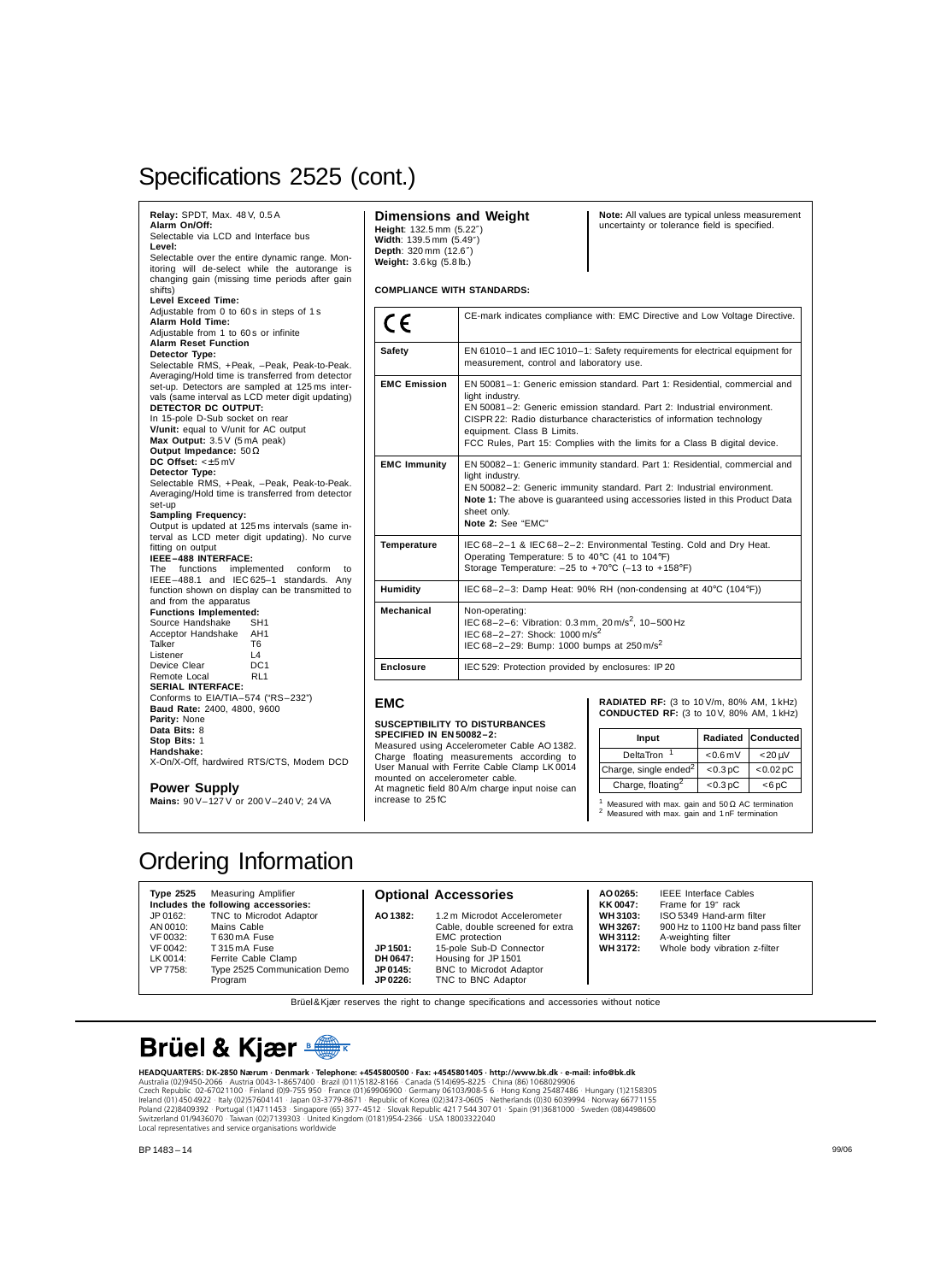# Specifications 2525 (cont.)

**Relay:** SPDT, Max. 48 V, 0.5 A
**Alarm On/Off:**
Selectable via LCD and Interface bus
**Level:**
Selectable over the entire dynamic range. Monitoring will de-select while the autorange is changing gain (missing time periods after gain shifts)
**Level Exceed Time:**
Adjustable from 0 to 60 s in steps of 1 s
**Alarm Hold Time:**
Adjustable from 1 to 60 s or infinite
**Alarm Reset Function**
**Detector Type:**
Selectable RMS, +Peak, –Peak, Peak-to-Peak. Averaging/Hold time is transferred from detector set-up. Detectors are sampled at 125 ms intervals (same interval as LCD meter digit updating)
**DETECTOR DC OUTPUT:**
In 15-pole D-Sub socket on rear
**V/unit:** equal to V/unit for AC output
**Max Output:** 3.5 V (5 mA peak)
**Output Impedance:** 50 Ω
**DC Offset:** <±5 mV
**Detector Type:**
Selectable RMS, +Peak, –Peak, Peak-to-Peak. Averaging/Hold time is transferred from detector set-up
**Sampling Frequency:**
Output is updated at 125 ms intervals (same interval as LCD meter digit updating). No curve fitting on output
**IEEE–488 INTERFACE:**
The functions implemented conform to IEEE–488.1 and IEC 625–1 standards. Any function shown on display can be transmitted to and from the apparatus
**Functions Implemented:**

| | |
|---|---|
| Source Handshake | SH1 |
| Acceptor Handshake | AH1 |
| Talker | T6 |
| Listener | L4 |
| Device Clear | DC1 |
| Remote Local | RL1 |

**SERIAL INTERFACE:**
Conforms to EIA/TIA–574 ("RS–232")
**Baud Rate:** 2400, 4800, 9600
**Parity:** None
**Data Bits:** 8
**Stop Bits:** 1
**Handshake:**
X-On/X-Off, hardwired RTS/CTS, Modem DCD

## Power Supply

**Mains:** 90 V–127 V or 200 V–240 V; 24 VA

## Dimensions and Weight

**Height**: 132.5 mm (5.22")
**Width**: 139.5 mm (5.49")
**Depth**: 320 mm (12.6")
**Weight:** 3.6 kg (5.8 lb.)

**Note:** All values are typical unless measurement uncertainty or tolerance field is specified.

**COMPLIANCE WITH STANDARDS:**

| | |
|---|---|
| CE | CE-mark indicates compliance with: EMC Directive and Low Voltage Directive. |
| **Safety** | EN 61010–1 and IEC 1010–1: Safety requirements for electrical equipment for measurement, control and laboratory use. |
| **EMC Emission** | EN 50081–1: Generic emission standard. Part 1: Residential, commercial and light industry.<br>EN 50081–2: Generic emission standard. Part 2: Industrial environment.<br>CISPR 22: Radio disturbance characteristics of information technology equipment. Class B Limits.<br>FCC Rules, Part 15: Complies with the limits for a Class B digital device. |
| **EMC Immunity** | EN 50082–1: Generic immunity standard. Part 1: Residential, commercial and light industry.<br>EN 50082–2: Generic immunity standard. Part 2: Industrial environment.<br>**Note 1:** The above is guaranteed using accessories listed in this Product Data sheet only.<br>**Note 2:** See "EMC" |
| **Temperature** | IEC 68–2–1 & IEC 68–2–2: Environmental Testing. Cold and Dry Heat.<br>Operating Temperature: 5 to 40°C (41 to 104°F)<br>Storage Temperature: –25 to +70°C (–13 to +158°F) |
| **Humidity** | IEC 68–2–3: Damp Heat: 90% RH (non-condensing at 40°C (104°F)) |
| **Mechanical** | Non-operating:<br>IEC 68–2–6: Vibration: 0.3 mm, 20 m/s², 10–500 Hz<br>IEC 68–2–27: Shock: 1000 m/s²<br>IEC 68–2–29: Bump: 1000 bumps at 250 m/s² |
| **Enclosure** | IEC 529: Protection provided by enclosures: IP 20 |

## EMC

**SUSCEPTIBILITY TO DISTURBANCES SPECIFIED IN EN 50082–2:**
Measured using Accelerometer Cable AO 1382. Charge floating measurements according to User Manual with Ferrite Cable Clamp LK 0014 mounted on accelerometer cable.
At magnetic field 80 A/m charge input noise can increase to 25 fC

**RADIATED RF:** (3 to 10 V/m, 80% AM, 1 kHz)
**CONDUCTED RF:** (3 to 10 V, 80% AM, 1 kHz)

| Input | Radiated | Conducted |
|---|---|---|
| DeltaTron [1] | <0.6 mV | <20 µV |
| Charge, single ended[2] | <0.3 pC | <0.02 pC |
| Charge, floating[2] | <0.3 pC | <6 pC |

[1] Measured with max. gain and 50 Ω AC termination
[2] Measured with max. gain and 1 nF termination

# Ordering Information

**Type 2525** Measuring Amplifier
**Includes the following accessories:**

| | |
|---|---|
| JP 0162: | TNC to Microdot Adaptor |
| AN 0010: | Mains Cable |
| VF 0032: | T 630 mA Fuse |
| VF 0042: | T 315 mA Fuse |
| LK 0014: | Ferrite Cable Clamp |
| VP 7758: | Type 2525 Communication Demo Program |

## Optional Accessories

| | |
|---|---|
| **AO 1382:** | 1.2 m Microdot Accelerometer Cable, double screened for extra EMC protection |
| **JP 1501:** | 15-pole Sub-D Connector |
| **DH 0647:** | Housing for JP 1501 |
| **JP 0145:** | BNC to Microdot Adaptor |
| **JP 0226:** | TNC to BNC Adaptor |
| **AO 0265:** | IEEE Interface Cables |
| **KK 0047:** | Frame for 19" rack |
| **WH 3103:** | ISO 5349 Hand-arm filter |
| **WH 3267:** | 900 Hz to 1100 Hz band pass filter |
| **WH 3112:** | A-weighting filter |
| **WH 3172:** | Whole body vibration z-filter |

Brüel & Kjær reserves the right to change specifications and accessories without notice

**Brüel & Kjær**

**HEADQUARTERS: DK-2850 Nærum · Denmark · Telephone: +4545800500 · Fax: +4545801405 · http://www.bk.dk · e-mail: info@bk.dk**
Australia (02)9450-2066 · Austria 0043-1-8657400 · Brazil (011)5182-8166 · Canada (514)695-8225 · China (86) 1068029906
Czech Republic 02-67021100 · Finland (0)9-755 950 · France (01)69906900 · Germany 06103/908-5 6 · Hong Kong 25487486 · Hungary (1)2158305
Ireland (01) 450 4922 · Italy (02)57604141 · Japan 03-3779-8671 · Republic of Korea (02)3473-0605 · Netherlands (0)30 6039994 · Norway 66771155
Poland (22)8409392 · Portugal (1)4711453 · Singapore (65) 377- 4512 · Slovak Republic 421 7 544 307 01 · Spain (91)3681000 · Sweden (08)4498600
Switzerland 01/9436070 · Taiwan (02)7139303 · United Kingdom (0181)954-2366 · USA 18003322040
Local representatives and service organisations worldwide

BP 1483 – 14 99/06